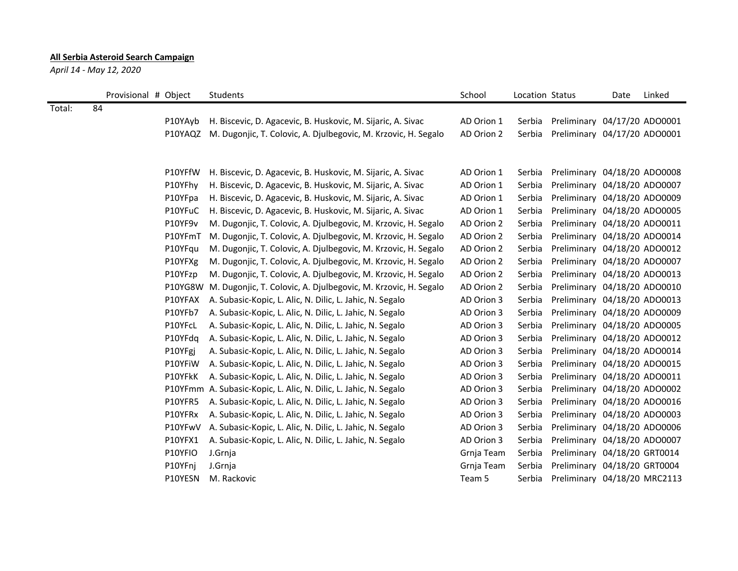**All Serbia Asteroid Search Campaign**

*April 14 - May 12, 2020*

| | Provisional # | Object | Students | School | Location | Status | Date | Linked |
|---|---|---|---|---|---|---|---|---|
| Total: | 84 | | | | | | | |
| | | P10YAyb | H. Biscevic, D. Agacevic, B. Huskovic, M. Sijaric, A. Sivac | AD Orion 1 | Serbia | Preliminary | 04/17/20 | ADO0001 |
| | | P10YAQZ | M. Dugonjic, T. Colovic, A. Djulbegovic, M. Krzovic, H. Segalo | AD Orion 2 | Serbia | Preliminary | 04/17/20 | ADO0001 |
| | | | | | | | | |
| | | P10YFfW | H. Biscevic, D. Agacevic, B. Huskovic, M. Sijaric, A. Sivac | AD Orion 1 | Serbia | Preliminary | 04/18/20 | ADO0008 |
| | | P10YFhy | H. Biscevic, D. Agacevic, B. Huskovic, M. Sijaric, A. Sivac | AD Orion 1 | Serbia | Preliminary | 04/18/20 | ADO0007 |
| | | P10YFpa | H. Biscevic, D. Agacevic, B. Huskovic, M. Sijaric, A. Sivac | AD Orion 1 | Serbia | Preliminary | 04/18/20 | ADO0009 |
| | | P10YFuC | H. Biscevic, D. Agacevic, B. Huskovic, M. Sijaric, A. Sivac | AD Orion 1 | Serbia | Preliminary | 04/18/20 | ADO0005 |
| | | P10YF9v | M. Dugonjic, T. Colovic, A. Djulbegovic, M. Krzovic, H. Segalo | AD Orion 2 | Serbia | Preliminary | 04/18/20 | ADO0011 |
| | | P10YFmT | M. Dugonjic, T. Colovic, A. Djulbegovic, M. Krzovic, H. Segalo | AD Orion 2 | Serbia | Preliminary | 04/18/20 | ADO0014 |
| | | P10YFqu | M. Dugonjic, T. Colovic, A. Djulbegovic, M. Krzovic, H. Segalo | AD Orion 2 | Serbia | Preliminary | 04/18/20 | ADO0012 |
| | | P10YFXg | M. Dugonjic, T. Colovic, A. Djulbegovic, M. Krzovic, H. Segalo | AD Orion 2 | Serbia | Preliminary | 04/18/20 | ADO0007 |
| | | P10YFzp | M. Dugonjic, T. Colovic, A. Djulbegovic, M. Krzovic, H. Segalo | AD Orion 2 | Serbia | Preliminary | 04/18/20 | ADO0013 |
| | | P10YG8W | M. Dugonjic, T. Colovic, A. Djulbegovic, M. Krzovic, H. Segalo | AD Orion 2 | Serbia | Preliminary | 04/18/20 | ADO0010 |
| | | P10YFAX | A. Subasic-Kopic, L. Alic, N. Dilic, L. Jahic, N. Segalo | AD Orion 3 | Serbia | Preliminary | 04/18/20 | ADO0013 |
| | | P10YFb7 | A. Subasic-Kopic, L. Alic, N. Dilic, L. Jahic, N. Segalo | AD Orion 3 | Serbia | Preliminary | 04/18/20 | ADO0009 |
| | | P10YFcL | A. Subasic-Kopic, L. Alic, N. Dilic, L. Jahic, N. Segalo | AD Orion 3 | Serbia | Preliminary | 04/18/20 | ADO0005 |
| | | P10YFdq | A. Subasic-Kopic, L. Alic, N. Dilic, L. Jahic, N. Segalo | AD Orion 3 | Serbia | Preliminary | 04/18/20 | ADO0012 |
| | | P10YFgj | A. Subasic-Kopic, L. Alic, N. Dilic, L. Jahic, N. Segalo | AD Orion 3 | Serbia | Preliminary | 04/18/20 | ADO0014 |
| | | P10YFiW | A. Subasic-Kopic, L. Alic, N. Dilic, L. Jahic, N. Segalo | AD Orion 3 | Serbia | Preliminary | 04/18/20 | ADO0015 |
| | | P10YFkK | A. Subasic-Kopic, L. Alic, N. Dilic, L. Jahic, N. Segalo | AD Orion 3 | Serbia | Preliminary | 04/18/20 | ADO0011 |
| | | P10YFmm | A. Subasic-Kopic, L. Alic, N. Dilic, L. Jahic, N. Segalo | AD Orion 3 | Serbia | Preliminary | 04/18/20 | ADO0002 |
| | | P10YFR5 | A. Subasic-Kopic, L. Alic, N. Dilic, L. Jahic, N. Segalo | AD Orion 3 | Serbia | Preliminary | 04/18/20 | ADO0016 |
| | | P10YFRx | A. Subasic-Kopic, L. Alic, N. Dilic, L. Jahic, N. Segalo | AD Orion 3 | Serbia | Preliminary | 04/18/20 | ADO0003 |
| | | P10YFwV | A. Subasic-Kopic, L. Alic, N. Dilic, L. Jahic, N. Segalo | AD Orion 3 | Serbia | Preliminary | 04/18/20 | ADO0006 |
| | | P10YFX1 | A. Subasic-Kopic, L. Alic, N. Dilic, L. Jahic, N. Segalo | AD Orion 3 | Serbia | Preliminary | 04/18/20 | ADO0007 |
| | | P10YFIO | J.Grnja | Grnja Team | Serbia | Preliminary | 04/18/20 | GRT0014 |
| | | P10YFnj | J.Grnja | Grnja Team | Serbia | Preliminary | 04/18/20 | GRT0004 |
| | | P10YESN | M. Rackovic | Team 5 | Serbia | Preliminary | 04/18/20 | MRC2113 |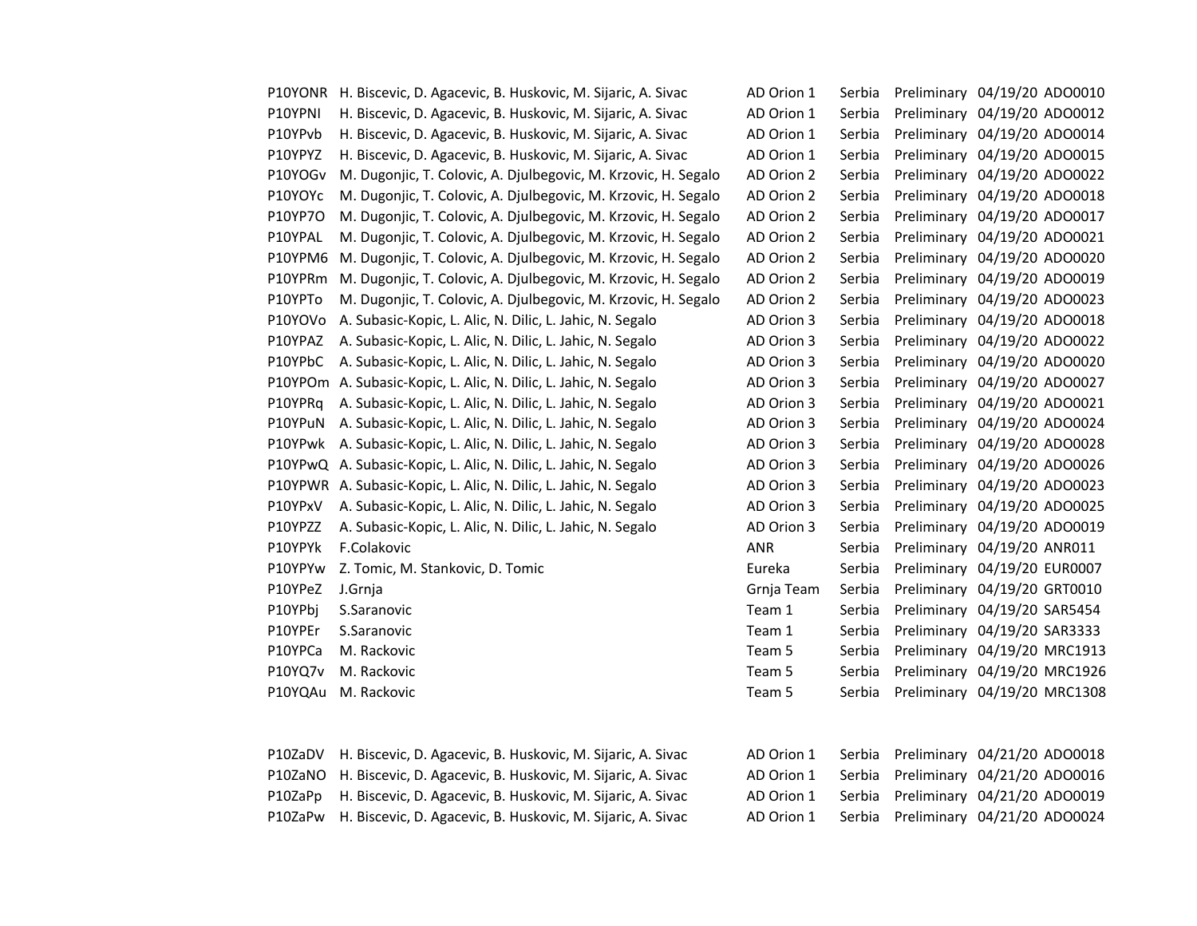| | | | | | | |
|---|---|---|---|---|---|---|
| P10YONR | H. Biscevic, D. Agacevic, B. Huskovic, M. Sijaric, A. Sivac | AD Orion 1 | Serbia | Preliminary | 04/19/20 | ADO0010 |
| P10YPNI | H. Biscevic, D. Agacevic, B. Huskovic, M. Sijaric, A. Sivac | AD Orion 1 | Serbia | Preliminary | 04/19/20 | ADO0012 |
| P10YPvb | H. Biscevic, D. Agacevic, B. Huskovic, M. Sijaric, A. Sivac | AD Orion 1 | Serbia | Preliminary | 04/19/20 | ADO0014 |
| P10YPYZ | H. Biscevic, D. Agacevic, B. Huskovic, M. Sijaric, A. Sivac | AD Orion 1 | Serbia | Preliminary | 04/19/20 | ADO0015 |
| P10YOGv | M. Dugonjic, T. Colovic, A. Djulbegovic, M. Krzovic, H. Segalo | AD Orion 2 | Serbia | Preliminary | 04/19/20 | ADO0022 |
| P10YOYc | M. Dugonjic, T. Colovic, A. Djulbegovic, M. Krzovic, H. Segalo | AD Orion 2 | Serbia | Preliminary | 04/19/20 | ADO0018 |
| P10YP7O | M. Dugonjic, T. Colovic, A. Djulbegovic, M. Krzovic, H. Segalo | AD Orion 2 | Serbia | Preliminary | 04/19/20 | ADO0017 |
| P10YPAL | M. Dugonjic, T. Colovic, A. Djulbegovic, M. Krzovic, H. Segalo | AD Orion 2 | Serbia | Preliminary | 04/19/20 | ADO0021 |
| P10YPM6 | M. Dugonjic, T. Colovic, A. Djulbegovic, M. Krzovic, H. Segalo | AD Orion 2 | Serbia | Preliminary | 04/19/20 | ADO0020 |
| P10YPRm | M. Dugonjic, T. Colovic, A. Djulbegovic, M. Krzovic, H. Segalo | AD Orion 2 | Serbia | Preliminary | 04/19/20 | ADO0019 |
| P10YPTo | M. Dugonjic, T. Colovic, A. Djulbegovic, M. Krzovic, H. Segalo | AD Orion 2 | Serbia | Preliminary | 04/19/20 | ADO0023 |
| P10YOVo | A. Subasic-Kopic, L. Alic, N. Dilic, L. Jahic, N. Segalo | AD Orion 3 | Serbia | Preliminary | 04/19/20 | ADO0018 |
| P10YPAZ | A. Subasic-Kopic, L. Alic, N. Dilic, L. Jahic, N. Segalo | AD Orion 3 | Serbia | Preliminary | 04/19/20 | ADO0022 |
| P10YPbC | A. Subasic-Kopic, L. Alic, N. Dilic, L. Jahic, N. Segalo | AD Orion 3 | Serbia | Preliminary | 04/19/20 | ADO0020 |
| P10YPOm | A. Subasic-Kopic, L. Alic, N. Dilic, L. Jahic, N. Segalo | AD Orion 3 | Serbia | Preliminary | 04/19/20 | ADO0027 |
| P10YPRq | A. Subasic-Kopic, L. Alic, N. Dilic, L. Jahic, N. Segalo | AD Orion 3 | Serbia | Preliminary | 04/19/20 | ADO0021 |
| P10YPuN | A. Subasic-Kopic, L. Alic, N. Dilic, L. Jahic, N. Segalo | AD Orion 3 | Serbia | Preliminary | 04/19/20 | ADO0024 |
| P10YPwk | A. Subasic-Kopic, L. Alic, N. Dilic, L. Jahic, N. Segalo | AD Orion 3 | Serbia | Preliminary | 04/19/20 | ADO0028 |
| P10YPwQ | A. Subasic-Kopic, L. Alic, N. Dilic, L. Jahic, N. Segalo | AD Orion 3 | Serbia | Preliminary | 04/19/20 | ADO0026 |
| P10YPWR | A. Subasic-Kopic, L. Alic, N. Dilic, L. Jahic, N. Segalo | AD Orion 3 | Serbia | Preliminary | 04/19/20 | ADO0023 |
| P10YPxV | A. Subasic-Kopic, L. Alic, N. Dilic, L. Jahic, N. Segalo | AD Orion 3 | Serbia | Preliminary | 04/19/20 | ADO0025 |
| P10YPZZ | A. Subasic-Kopic, L. Alic, N. Dilic, L. Jahic, N. Segalo | AD Orion 3 | Serbia | Preliminary | 04/19/20 | ADO0019 |
| P10YPYk | F.Colakovic | ANR | Serbia | Preliminary | 04/19/20 | ANR011 |
| P10YPYw | Z. Tomic, M. Stankovic, D. Tomic | Eureka | Serbia | Preliminary | 04/19/20 | EUR0007 |
| P10YPeZ | J.Grnja | Grnja Team | Serbia | Preliminary | 04/19/20 | GRT0010 |
| P10YPbj | S.Saranovic | Team 1 | Serbia | Preliminary | 04/19/20 | SAR5454 |
| P10YPEr | S.Saranovic | Team 1 | Serbia | Preliminary | 04/19/20 | SAR3333 |
| P10YPCa | M. Rackovic | Team 5 | Serbia | Preliminary | 04/19/20 | MRC1913 |
| P10YQ7v | M. Rackovic | Team 5 | Serbia | Preliminary | 04/19/20 | MRC1926 |
| P10YQAu | M. Rackovic | Team 5 | Serbia | Preliminary | 04/19/20 | MRC1308 |

| | | | | | | |
|---|---|---|---|---|---|---|
| P10ZaDV | H. Biscevic, D. Agacevic, B. Huskovic, M. Sijaric, A. Sivac | AD Orion 1 | Serbia | Preliminary | 04/21/20 | ADO0018 |
| P10ZaNO | H. Biscevic, D. Agacevic, B. Huskovic, M. Sijaric, A. Sivac | AD Orion 1 | Serbia | Preliminary | 04/21/20 | ADO0016 |
| P10ZaPp | H. Biscevic, D. Agacevic, B. Huskovic, M. Sijaric, A. Sivac | AD Orion 1 | Serbia | Preliminary | 04/21/20 | ADO0019 |
| P10ZaPw | H. Biscevic, D. Agacevic, B. Huskovic, M. Sijaric, A. Sivac | AD Orion 1 | Serbia | Preliminary | 04/21/20 | ADO0024 |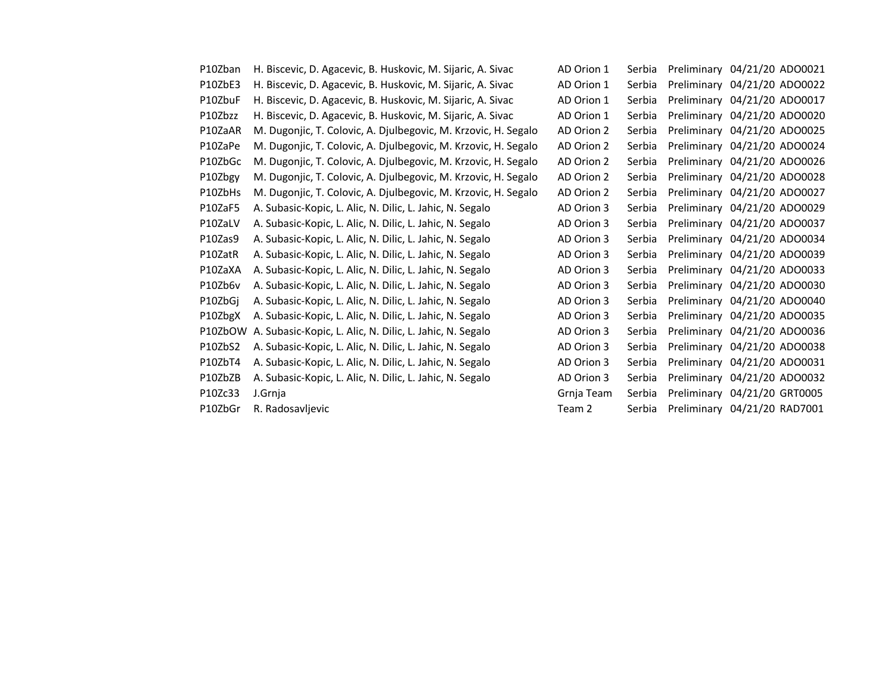| | | | | | | |
|---|---|---|---|---|---|---|
| P10Zban | H. Biscevic, D. Agacevic, B. Huskovic, M. Sijaric, A. Sivac | AD Orion 1 | Serbia | Preliminary | 04/21/20 | ADO0021 |
| P10ZbE3 | H. Biscevic, D. Agacevic, B. Huskovic, M. Sijaric, A. Sivac | AD Orion 1 | Serbia | Preliminary | 04/21/20 | ADO0022 |
| P10ZbuF | H. Biscevic, D. Agacevic, B. Huskovic, M. Sijaric, A. Sivac | AD Orion 1 | Serbia | Preliminary | 04/21/20 | ADO0017 |
| P10Zbzz | H. Biscevic, D. Agacevic, B. Huskovic, M. Sijaric, A. Sivac | AD Orion 1 | Serbia | Preliminary | 04/21/20 | ADO0020 |
| P10ZaAR | M. Dugonjic, T. Colovic, A. Djulbegovic, M. Krzovic, H. Segalo | AD Orion 2 | Serbia | Preliminary | 04/21/20 | ADO0025 |
| P10ZaPe | M. Dugonjic, T. Colovic, A. Djulbegovic, M. Krzovic, H. Segalo | AD Orion 2 | Serbia | Preliminary | 04/21/20 | ADO0024 |
| P10ZbGc | M. Dugonjic, T. Colovic, A. Djulbegovic, M. Krzovic, H. Segalo | AD Orion 2 | Serbia | Preliminary | 04/21/20 | ADO0026 |
| P10Zbgy | M. Dugonjic, T. Colovic, A. Djulbegovic, M. Krzovic, H. Segalo | AD Orion 2 | Serbia | Preliminary | 04/21/20 | ADO0028 |
| P10ZbHs | M. Dugonjic, T. Colovic, A. Djulbegovic, M. Krzovic, H. Segalo | AD Orion 2 | Serbia | Preliminary | 04/21/20 | ADO0027 |
| P10ZaF5 | A. Subasic-Kopic, L. Alic, N. Dilic, L. Jahic, N. Segalo | AD Orion 3 | Serbia | Preliminary | 04/21/20 | ADO0029 |
| P10ZaLV | A. Subasic-Kopic, L. Alic, N. Dilic, L. Jahic, N. Segalo | AD Orion 3 | Serbia | Preliminary | 04/21/20 | ADO0037 |
| P10Zas9 | A. Subasic-Kopic, L. Alic, N. Dilic, L. Jahic, N. Segalo | AD Orion 3 | Serbia | Preliminary | 04/21/20 | ADO0034 |
| P10ZatR | A. Subasic-Kopic, L. Alic, N. Dilic, L. Jahic, N. Segalo | AD Orion 3 | Serbia | Preliminary | 04/21/20 | ADO0039 |
| P10ZaXA | A. Subasic-Kopic, L. Alic, N. Dilic, L. Jahic, N. Segalo | AD Orion 3 | Serbia | Preliminary | 04/21/20 | ADO0033 |
| P10Zb6v | A. Subasic-Kopic, L. Alic, N. Dilic, L. Jahic, N. Segalo | AD Orion 3 | Serbia | Preliminary | 04/21/20 | ADO0030 |
| P10ZbGj | A. Subasic-Kopic, L. Alic, N. Dilic, L. Jahic, N. Segalo | AD Orion 3 | Serbia | Preliminary | 04/21/20 | ADO0040 |
| P10ZbgX | A. Subasic-Kopic, L. Alic, N. Dilic, L. Jahic, N. Segalo | AD Orion 3 | Serbia | Preliminary | 04/21/20 | ADO0035 |
| P10ZbOW | A. Subasic-Kopic, L. Alic, N. Dilic, L. Jahic, N. Segalo | AD Orion 3 | Serbia | Preliminary | 04/21/20 | ADO0036 |
| P10ZbS2 | A. Subasic-Kopic, L. Alic, N. Dilic, L. Jahic, N. Segalo | AD Orion 3 | Serbia | Preliminary | 04/21/20 | ADO0038 |
| P10ZbT4 | A. Subasic-Kopic, L. Alic, N. Dilic, L. Jahic, N. Segalo | AD Orion 3 | Serbia | Preliminary | 04/21/20 | ADO0031 |
| P10ZbZB | A. Subasic-Kopic, L. Alic, N. Dilic, L. Jahic, N. Segalo | AD Orion 3 | Serbia | Preliminary | 04/21/20 | ADO0032 |
| P10Zc33 | J.Grnja | Grnja Team | Serbia | Preliminary | 04/21/20 | GRT0005 |
| P10ZbGr | R. Radosavljevic | Team 2 | Serbia | Preliminary | 04/21/20 | RAD7001 |